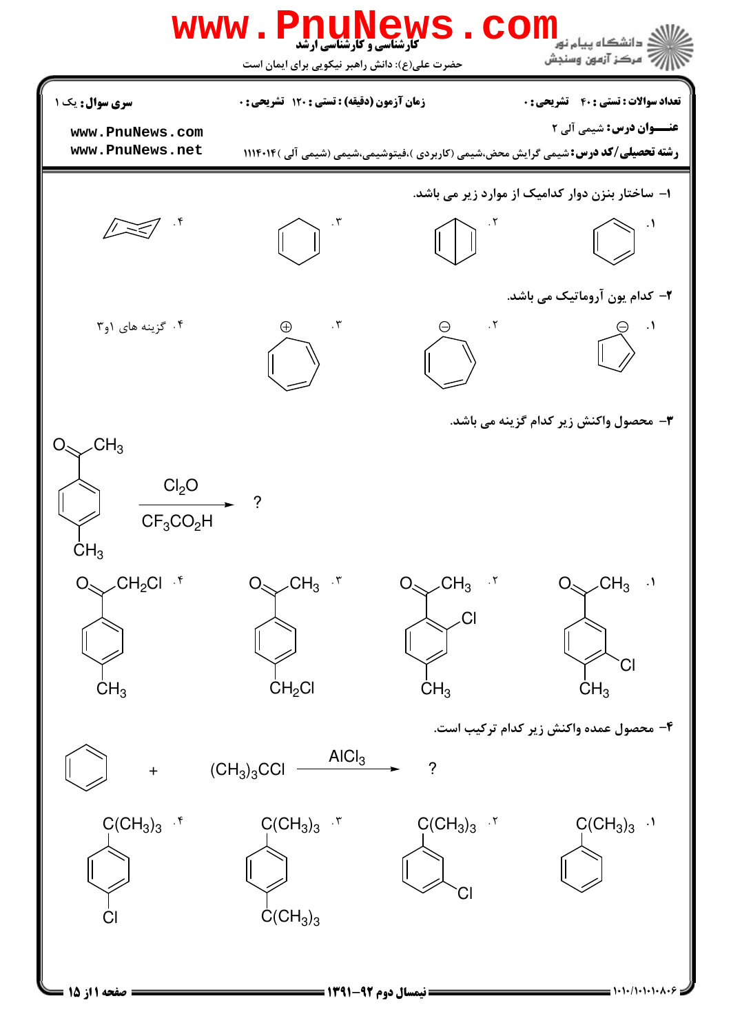کارشناسی و کارشناسی ارشد

حضرت علی(ع): دانش راهبر نیکویی برای ایمان است

دانشگاه پیام نور
مرکز آزمون وسنجش

**سری سوال:** یک ۱

**زمان آزمون (دقیقه) : تستی :** ۱۲۰ **تشریحی :** ۰

**تعداد سوالات : تستی :** ۴۰ **تشریحی :** ۰

**عنـــوان درس:** شیمی آلی ۲

**رشته تحصیلی/کد درس:** شیمی گرایش محض،شیمی (کاربردی )،فیتوشیمی،شیمی (شیمی آلی )۱۱۱۴۰۱۴

---

۱- ساختار بنزن دوار کدامیک از موارد زیر می باشد.

۱. (حلقه شش‌ضلعی با سه پیوند دوگانه متناوب)

۲. (ساختار دوحلقه‌ای با پل مرکزی)

۳. (حلقه شش‌ضلعی با دو پیوند دوگانه)

۴. (ساختار صندلی‌شکل)

۲- کدام یون آروماتیک می باشد.

۱. آنیون سیکلوپنتادی‌انیل ($\ominus$)

۲. آنیون سیکلوهپتاتری‌انیل ($\ominus$)

۳. کاتیون سیکلوهپتاتری‌انیل ($\oplus$)

۴. گزینه های ۱و۳

۳- محصول واکنش زیر کدام گزینه می باشد.

4-متیل استوفنون ($CH_3COC_6H_4CH_3$) $\xrightarrow[CF_3CO_2H]{Cl_2O}$ ?

۱. $CH_3CO$–حلقه بنزن–$CH_3$ با Cl در موقعیت اورتو نسبت به $CH_3$

۲. $CH_3CO$–حلقه بنزن–$CH_3$ با Cl در موقعیت اورتو نسبت به $COCH_3$

۳. $CH_3CO$–حلقه بنزن–$CH_2Cl$

۴. $ClCH_2CO$–حلقه بنزن–$CH_3$

۴- محصول عمده واکنش زیر کدام ترکیب است.

بنزن + $(CH_3)_3CCl$ $\xrightarrow{AlCl_3}$ ?

۱. بنزن با $C(CH_3)_3$

۲. بنزن با $C(CH_3)_3$ و Cl در موقعیت متا

۳. بنزن با دو گروه $C(CH_3)_3$ در موقعیت پارا

۴. بنزن با $C(CH_3)_3$ و Cl در موقعیت پارا

نیمسال دوم ۹۲-۱۳۹۱

۱۰۱۰/۱۰۱۰۱۰۸۰۶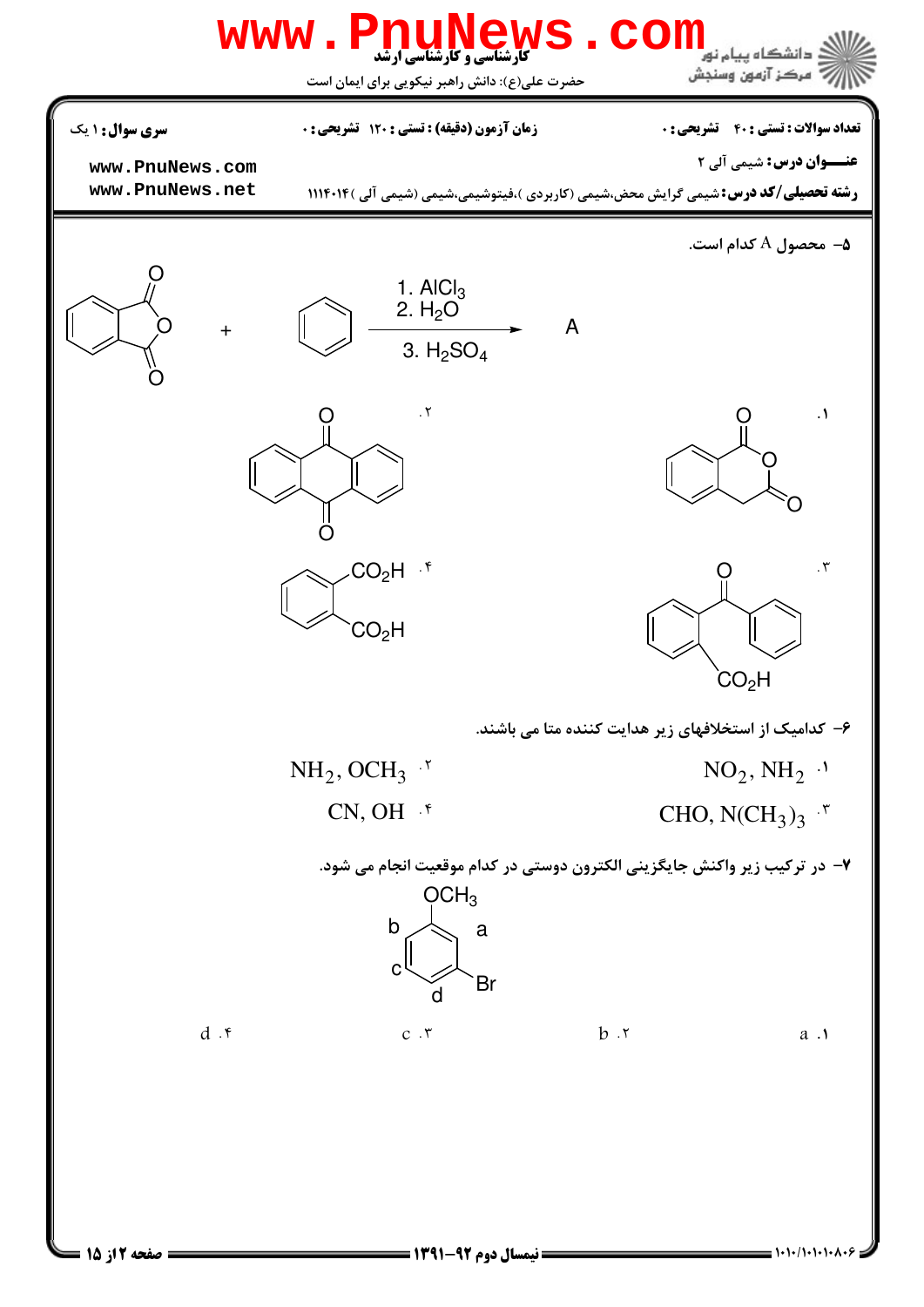**سری سوال:** ۱ یک

**زمان آزمون (دقیقه) : تستی :** ۱۲۰ **تشریحی :** ۰

**تعداد سوالات : تستی :** ۴۰ **تشریحی :** ۰

**عنـــوان درس:** شیمی آلی ۲

**رشته تحصیلی/کد درس:** شیمی گرایش محض،شیمی (کاربردی )،فیتوشیمی،شیمی (شیمی آلی )۱۱۱۴۰۱۴

۵– محصول A کدام است.

(فتالیک انیدرید) + (بنزن) $\xrightarrow[3.\ H_2SO_4]{1.\ AlCl_3 \quad 2.\ H_2O}$ A

۱. (ایزوکرومان-۱،۳-دی‌اُن: حلقه بنزن جوش‌خورده با حلقه لاکتونی دارای دو گروه کربونیل)

۲. (آنتراکینون)

۳. (۲-بنزوئیل بنزوئیک اسید: بنزن با گروه $CO_2H$ و گروه $C(=O)C_6H_5$ در موقعیت ارتو)

۴. (فتالیک اسید: بنزن با دو گروه $CO_2H$ در موقعیت ارتو)

۶– کدامیک از استخلافهای زیر هدایت کننده متا می باشند.

۱. $NO_2, NH_2$

۲. $NH_2, OCH_3$

۳. $CHO, N(CH_3)_3$

۴. $CN, OH$

۷– در ترکیب زیر واکنش جایگزینی الکترون دوستی در کدام موقعیت انجام می شود.

(حلقه بنزن با گروه $OCH_3$ و گروه Br در موقعیت متا نسبت به یکدیگر؛ موقعیت‌های a، b، c و d روی حلقه مشخص شده‌اند)

۱. a

۲. b

۳. c

۴. d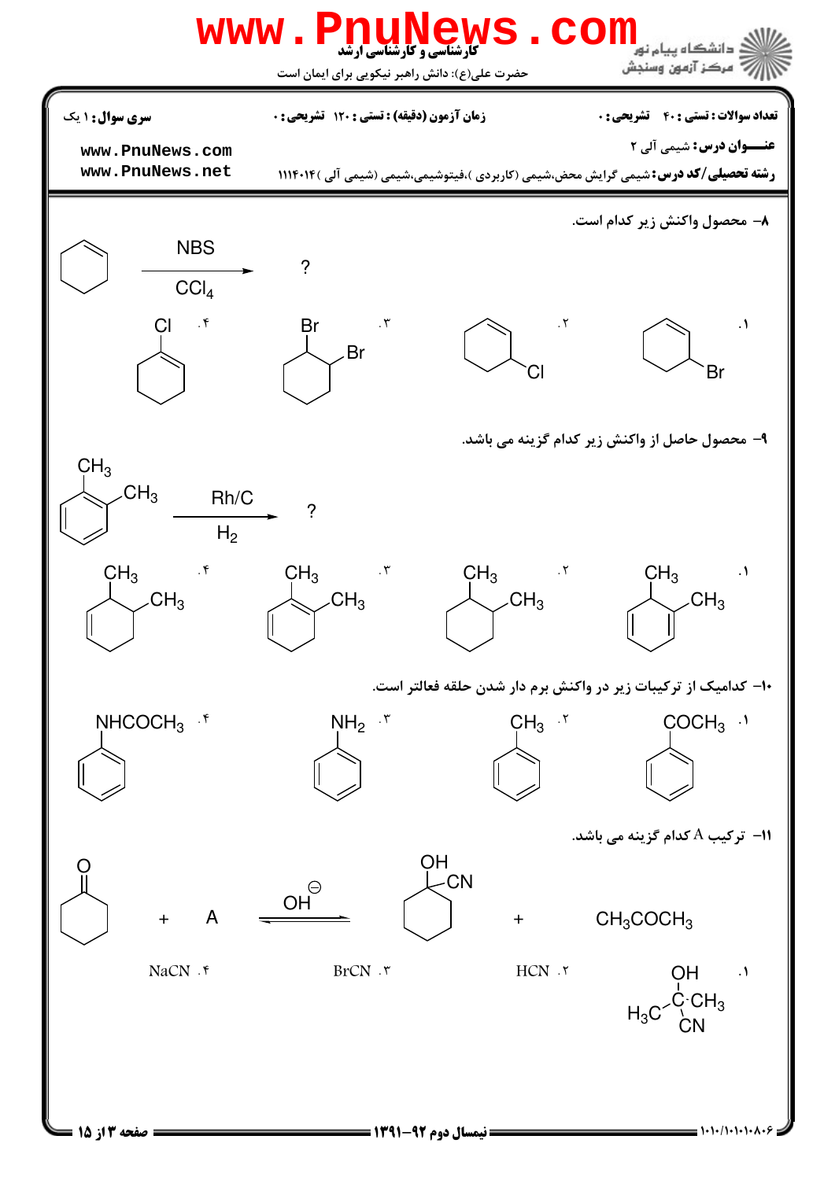**سری سوال:** ۱ یک

**زمان آزمون (دقیقه) : تستی :** ۱۲۰ **تشریحی :** ۰

**تعداد سوالات : تستی :** ۴۰ **تشریحی :** ۰

**عنـــوان درس:** شیمی آلی ۲

**رشته تحصیلی/کد درس:** شیمی گرایش محض،شیمی (کاربردی )،فیتوشیمی،شیمی (شیمی آلی )۱۱۱۴۰۱۴

۸– محصول واکنش زیر کدام است.

Cyclohexene $\xrightarrow[CCl_4]{NBS}$ ?

۱. 3-bromocyclohexene (Br)

۲. 3-chlorocyclohexene (Cl)

۳. 1,2-dibromocyclohexane (Br, Br)

۴. 1-chlorocyclohexene (Cl)

۹– محصول حاصل از واکنش زیر کدام گزینه می باشد.

o-xylene ($CH_3$, $CH_3$) $\xrightarrow[H_2]{Rh/C}$ ?

۱. 5,6-dimethyl-1,3-cyclohexadiene ($CH_3$, $CH_3$)

۲. 1,2-dimethylcyclohexane ($CH_3$, $CH_3$)

۳. 1,6-dimethyl-1,3-cyclohexadiene ($CH_3$, $CH_3$)

۴. 3,4-dimethylcyclohexene ($CH_3$, $CH_3$)

۱۰– کدامیک از ترکیبات زیر در واکنش برم دار شدن حلقه فعالتر است.

۱. $COCH_3$ (استوفنون)

۲. $CH_3$ (تولوئن)

۳. $NH_2$ (آنیلین)

۴. $NHCOCH_3$ (استانیلید)

۱۱– ترکیب A کدام گزینه می باشد.

Cyclohexanone + A $\overset{OH^{\ominus}}{\rightleftharpoons}$ 1-hydroxycyclohexanecarbonitrile (OH, CN) + $CH_3COCH_3$

۱. $(CH_3)_2C(OH)CN$

۲. HCN

۳. BrCN

۴. NaCN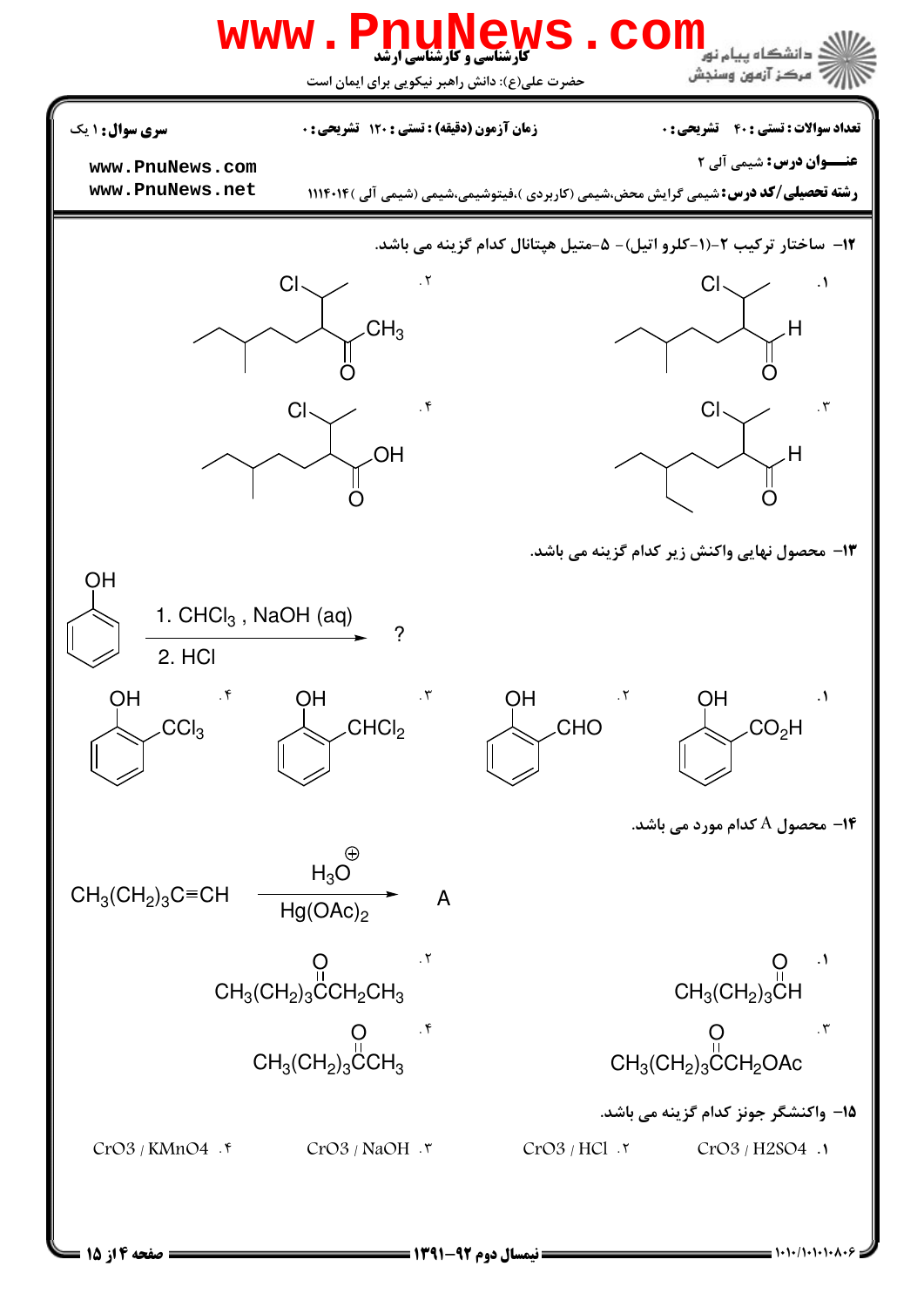**تعداد سوالات: تستی: ۴۰ تشریحی: ۰** | **زمان آزمون (دقیقه): تستی: ۱۲۰ تشریحی: ۰** | **سری سوال: ۱ یک**

**عنـــوان درس:** شیمی آلی ۲

**رشته تحصیلی/کد درس:** شیمی گرایش محض،شیمی (کاربردی)،فیتوشیمی،شیمی (شیمی آلی) ۱۱۱۴۰۱۴

**۱۲-** ساختار ترکیب ۲-(۱-کلرو اتیل)- ۵-متیل هپتانال کدام گزینه می باشد.

۱. (ساختار با Cl و H)

۲. (ساختار با Cl و $CH_3$)

۳. (ساختار با Cl و H)

۴. (ساختار با Cl و OH)

**۱۳-** محصول نهایی واکنش زیر کدام گزینه می باشد.

فنل $\xrightarrow[\text{2. HCl}]{\text{1. } CHCl_3 \text{, NaOH (aq)}}$ ?

۱. OH، $CO_2H$

۲. OH، CHO

۳. OH، $CHCl_2$

۴. OH، $CCl_3$

**۱۴-** محصول A کدام مورد می باشد.

$$CH_3(CH_2)_3C{\equiv}CH \xrightarrow[Hg(OAc)_2]{H_3O^{\oplus}} A$$

۱. $CH_3(CH_2)_3CH{=}O$ ($CH_3(CH_2)_3\overset{O}{\overset{\|}{C}}H$)

۲. $CH_3(CH_2)_3\overset{O}{\overset{\|}{C}}CH_2CH_3$

۳. $CH_3(CH_2)_3\overset{O}{\overset{\|}{C}}CH_2OAc$

۴. $CH_3(CH_2)_3\overset{O}{\overset{\|}{C}}CH_3$

**۱۵-** واکنشگر جونز کدام گزینه می باشد.

۱. $CrO_3$ / $H_2SO_4$

۲. $CrO_3$ / HCl

۳. $CrO_3$ / NaOH

۴. $CrO_3$ / $KMnO_4$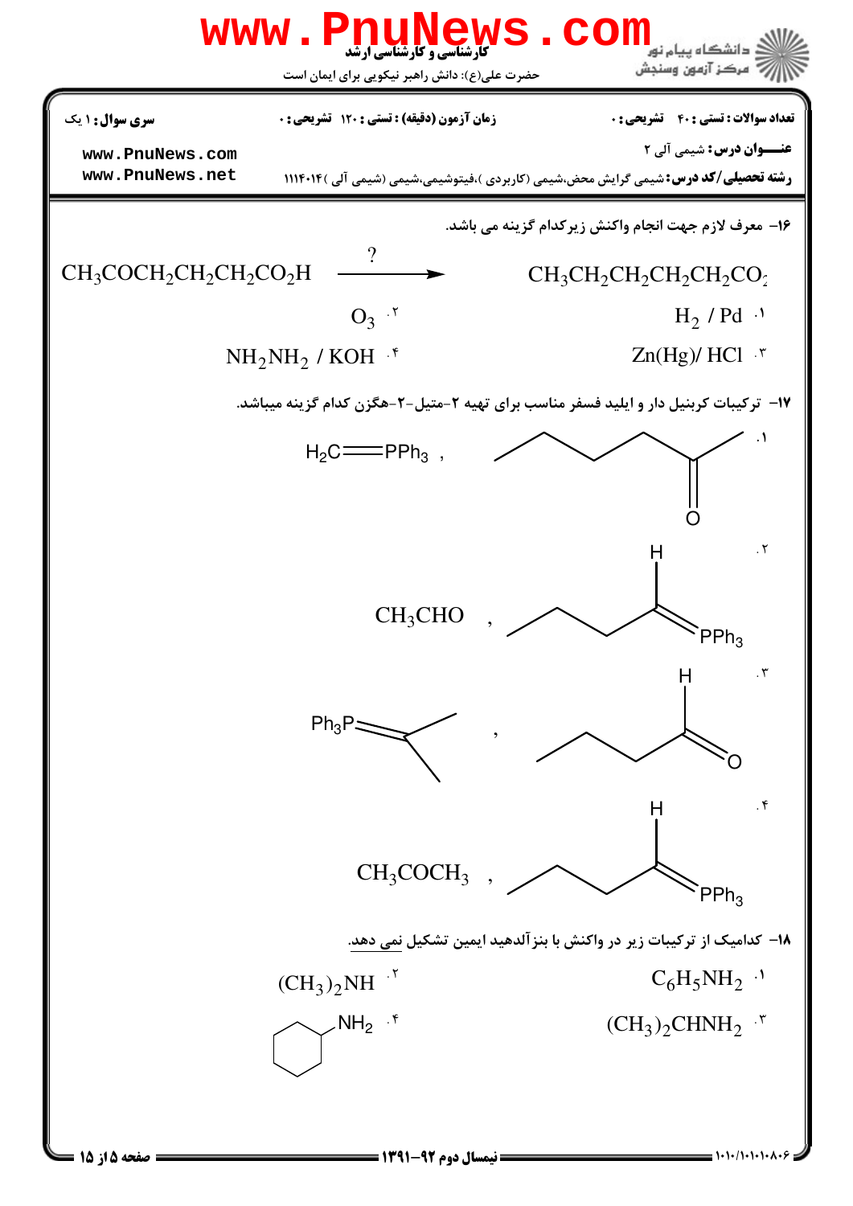**سری سوال:** ۱ یک

**زمان آزمون (دقیقه) : تستی :** ۱۲۰ **تشریحی :** ۰

**تعداد سوالات : تستی :** ۴۰ **تشریحی :** ۰

**عنـــوان درس:** شیمی آلی ۲

**رشته تحصیلی/کد درس:** شیمی گرایش محض،شیمی (کاربردی )،فیتوشیمی،شیمی (شیمی آلی )۱۱۱۴۰۱۴

۱۶- معرف لازم جهت انجام واکنش زیرکدام گزینه می باشد.

$$CH_3COCH_2CH_2CH_2CO_2H \xrightarrow{?} CH_3CH_2CH_2CH_2CH_2CO_2$$

۱. $H_2$ / Pd

۲. $O_3$

۳. Zn(Hg)/ HCl

۴. $NH_2NH_2$ / KOH

۱۷- ترکیبات کربنیل دار و ایلید فسفر مناسب برای تهیه ۲-متیل-۲-هگزن کدام گزینه میباشد.

۱. $H_2C{=}PPh_3$ , 2-هگزانون ($CH_3CH_2CH_2CH_2COCH_3$)

۲. $CH_3CHO$ , $CH_3CH_2CH_2CH{=}PPh_3$

۳. $Ph_3P{=}C(CH_3)_2$ , $CH_3CH_2CH_2CHO$

۴. $CH_3COCH_3$ , $CH_3CH_2CH_2CH{=}PPh_3$

۱۸- کدامیک از ترکیبات زیر در واکنش با بنزآلدهید ایمین تشکیل نمی دهد.

۱. $C_6H_5NH_2$

۲. $(CH_3)_2NH$

۳. $(CH_3)_2CHNH_2$

۴. سیکلوهگزیل آمین ($C_6H_{11}NH_2$)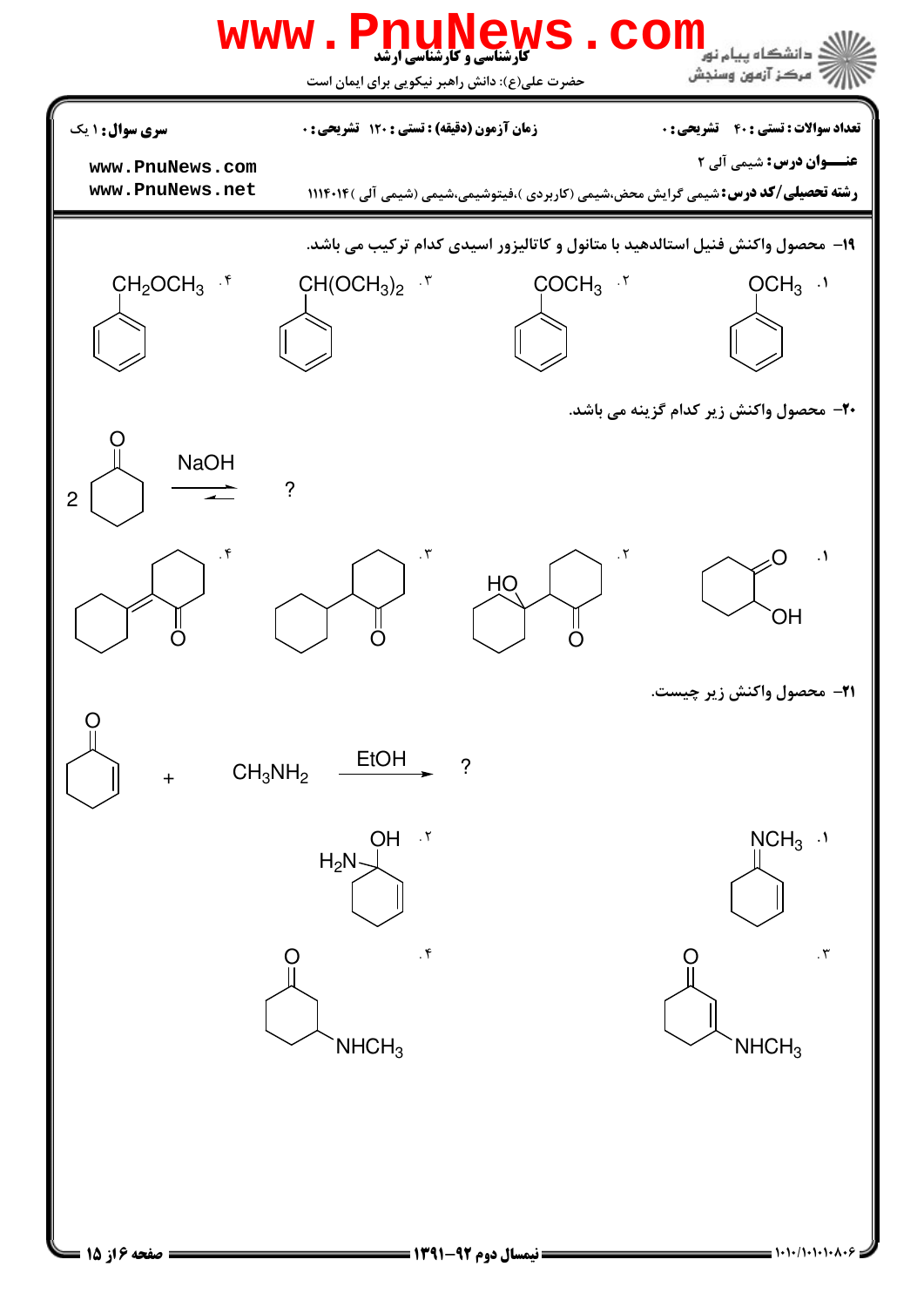**سری سوال:** ۱ یک | **زمان آزمون (دقیقه) : تستی :** ۱۲۰ **تشریحی :** ۰ | **تعداد سوالات : تستی :** ۴۰ **تشریحی :** ۰

**عنـــوان درس:** شیمی آلی ۲

**رشته تحصیلی/کد درس:** شیمی گرایش محض،شیمی (کاربردی )،فیتوشیمی،شیمی (شیمی آلی )۱۱۱۴۰۱۴

**۱۹–** محصول واکنش فنیل استالدهید با متانول و کاتالیزور اسیدی کدام ترکیب می باشد.

۱. $C_6H_5OCH_3$ (آنیسول)

۲. $C_6H_5COCH_3$

۳. $C_6H_5CH(OCH_3)_2$

۴. $C_6H_5CH_2OCH_3$

**۲۰–** محصول واکنش زیر کدام گزینه می باشد.

$$2\ \text{cyclohexanone} \xrightleftharpoons{NaOH} ?$$

۱. ۲-هیدروکسی سیکلوهگزانون

۲. ۲-(۱-هیدروکسی سیکلوهگزیل)سیکلوهگزانون

۳. ۲-سیکلوهگزیل سیکلوهگزانون

۴. ۲-سیکلوهگزیلیدن سیکلوهگزانون

**۲۱–** محصول واکنش زیر چیست.

$$\text{2-cyclohexenone} + CH_3NH_2 \xrightarrow{EtOH} ?$$

۱. N-متیل ایمین سیکلوهگزنون ($C=NCH_3$)

۲. ۱-آمینو-۲-سیکلوهگزن-۱-ال ($H_2N$ و $OH$ روی یک کربن)

۳. ۳-(متیل‌آمینو)-۲-سیکلوهگزن-۱-اون ($NHCH_3$)

۴. ۳-(متیل‌آمینو)سیکلوهگزانون ($NHCH_3$)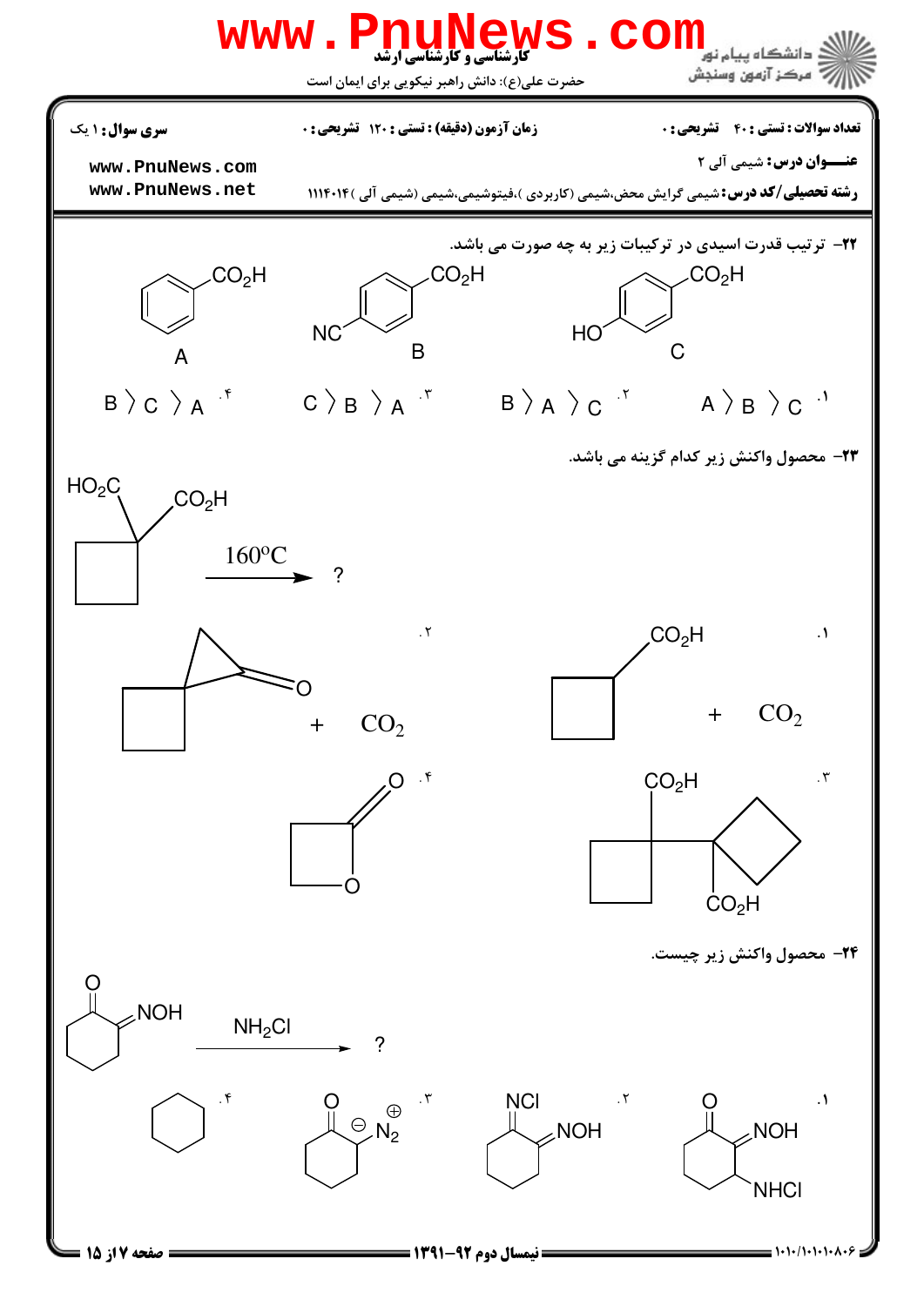**سری سوال:** ۱ یک

**زمان آزمون (دقیقه) :** تستی : ۱۲۰ تشریحی : ۰

**تعداد سوالات :** تستی : ۴۰ تشریحی : ۰

**عنـــوان درس:** شیمی آلی ۲

**رشته تحصیلی/کد درس:** شیمی گرایش محض،شیمی (کاربردی )،فیتوشیمی،شیمی (شیمی آلی )۱۱۱۴۰۱۴

۲۲– ترتیب قدرت اسیدی در ترکیبات زیر به چه صورت می باشد.

A: بنزوئیک اسید ($C_6H_5CO_2H$)  
B: ۴-سیانوبنزوئیک اسید ($NC-C_6H_4-CO_2H$)  
C: ۴-هیدروکسی‌بنزوئیک اسید ($HO-C_6H_4-CO_2H$)

۱. A > B > C  
۲. B > A > C  
۳. C > B > A  
۴. B > C > A

۲۳– محصول واکنش زیر کدام گزینه می باشد.

سیکلوبوتان-۱،۱-دی‌کربوکسیلیک اسید ($HO_2C$, $CO_2H$ روی یک کربن حلقه سیکلوبوتان) $\xrightarrow{160^{o}C}$ ?

۱. سیکلوبوتان‌کربوکسیلیک اسید ($CO_2H$) + $CO_2$  
۲. اسپیرو سیکلوبوتان–سیکلوپروپانون + $CO_2$  
۳. دو حلقه سیکلوبوتان متصل به هم، هر کدام با یک گروه $CO_2H$  
۴. لاکتون چهارعضوی (اکستان-۲-اون)

۲۴– محصول واکنش زیر چیست.

۲-(هیدروکسی‌ایمینو)سیکلوهگزانون (O, NOH) $\xrightarrow{NH_2Cl}$ ?

۱. سیکلوهگزانون با گروه‌های NOH و NHCl  
۲. سیکلوهگزان با گروه‌های NCl و NOH  
۳. ۲-دیازوسیکلوهگزانون (O، $\ominus$، $\overset{\oplus}{N_2}$)  
۴. سیکلوهگزان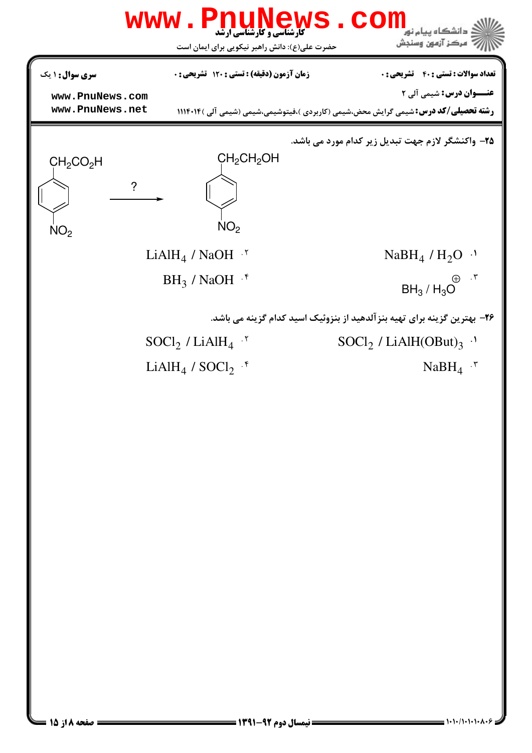۲۵- واکنشگر لازم جهت تبدیل زیر کدام مورد می باشد.

$$\text{p-}O_2N\text{-}C_6H_4\text{-}CH_2CO_2H \xrightarrow{?} \text{p-}O_2N\text{-}C_6H_4\text{-}CH_2CH_2OH$$

۱. $NaBH_4 / H_2O$

۲. $LiAlH_4 / NaOH$

۳. $BH_3 / H_3O^{\oplus}$

۴. $BH_3 / NaOH$

۲۶- بهترین گزینه برای تهیه بنزآلدهید از بنزوئیک اسید کدام گزینه می باشد.

۱. $SOCl_2 / LiAlH(OBut)_3$

۲. $SOCl_2 / LiAlH_4$

۳. $NaBH_4$

۴. $LiAlH_4 / SOCl_2$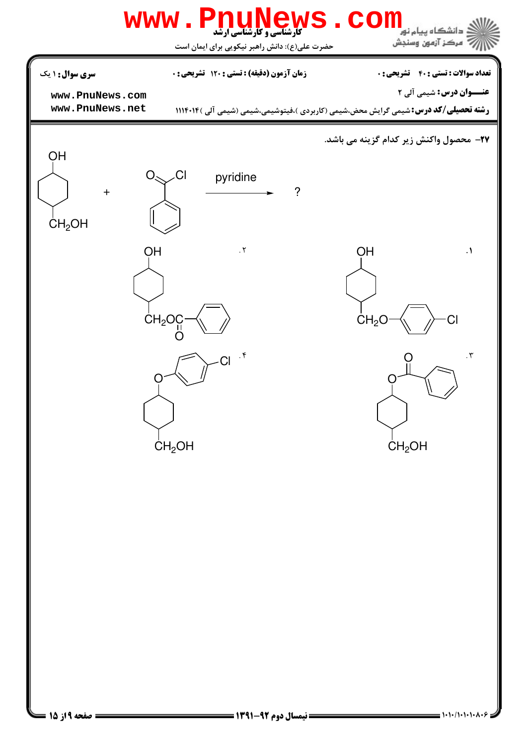**سری سوال:** ۱ یک

**زمان آزمون (دقیقه) :** تستی : ۱۲۰ تشریحی : ۰

**تعداد سوالات :** تستی : ۴۰ تشریحی : ۰

**عنـــوان درس:** شیمی آلی ۲

**رشته تحصیلی/کد درس:** شیمی گرایش محض،شیمی (کاربردی )،فیتوشیمی،شیمی (شیمی آلی )۱۱۱۴۰۱۴

**۲۷–** محصول واکنش زیر کدام گزینه می باشد.

4-(hydroxymethyl)cyclohexanol ($HO-C_6H_{10}-CH_2OH$) + benzoyl chloride ($C_6H_5COCl$) $\xrightarrow{\text{pyridine}}$ ?

۱. $HO-C_6H_{10}-CH_2O-C_6H_4-Cl$ (4-chlorophenyl ether at $CH_2O$)

۲. $HO-C_6H_{10}-CH_2OC(=O)-C_6H_5$

۳. $C_6H_5C(=O)O-C_6H_{10}-CH_2OH$

۴. $Cl-C_6H_4-O-C_6H_{10}-CH_2OH$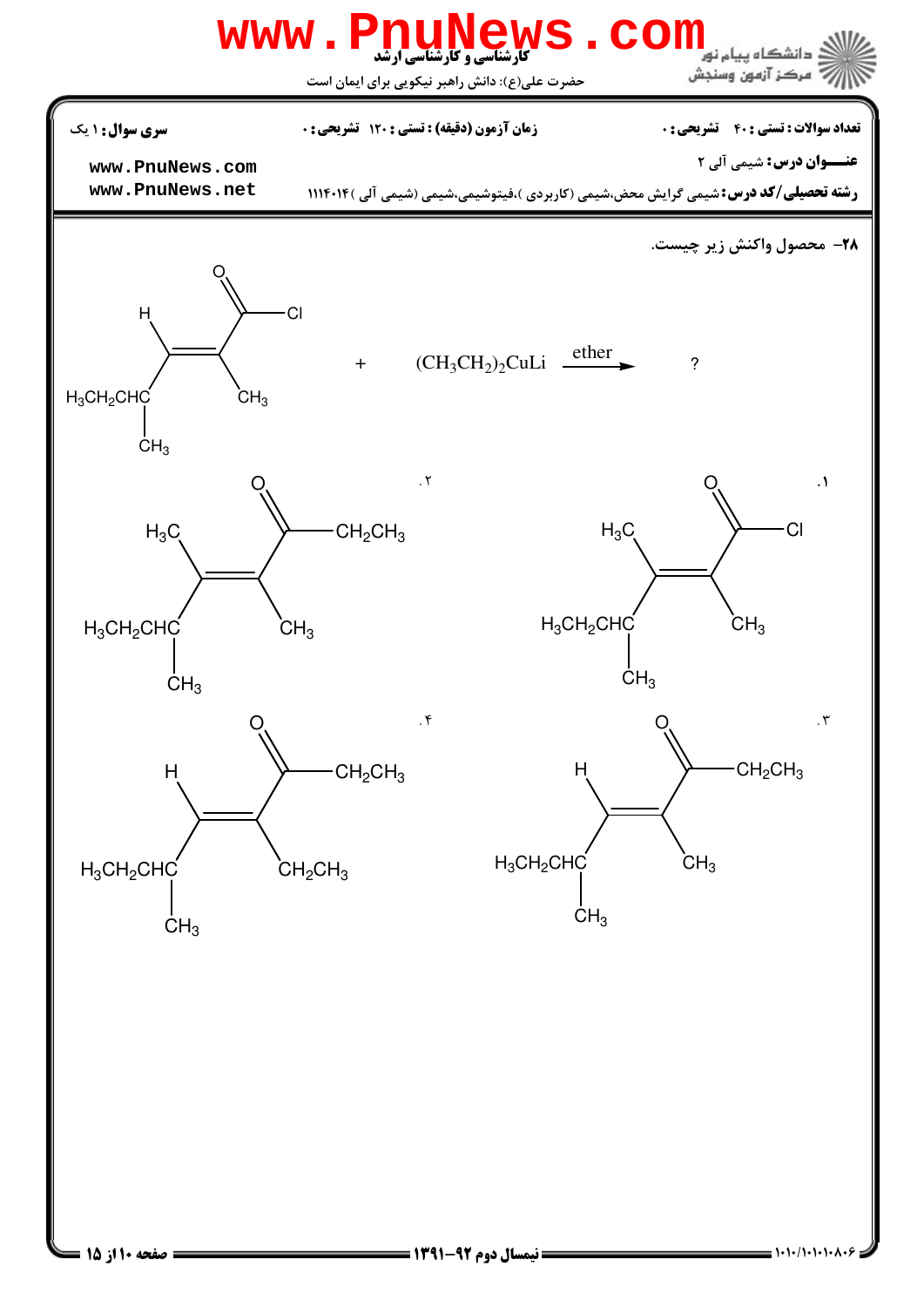۲۸- محصول واکنش زیر چیست.

(CH₃CH₂CH(CH₃))CH=C(CH₃)C(=O)Cl + $(CH_3CH_2)_2CuLi$ $\xrightarrow{\text{ether}}$ ?

۱. $CH_3CH_2CH(CH_3)C(CH_3)=C(CH_3)COCl$

۲. $CH_3CH_2CH(CH_3)C(CH_3)=C(CH_3)COCH_2CH_3$

۳. $CH_3CH_2CH(CH_3)CH=C(CH_3)COCH_2CH_3$

۴. $CH_3CH_2CH(CH_3)CH=C(CH_2CH_3)COCH_2CH_3$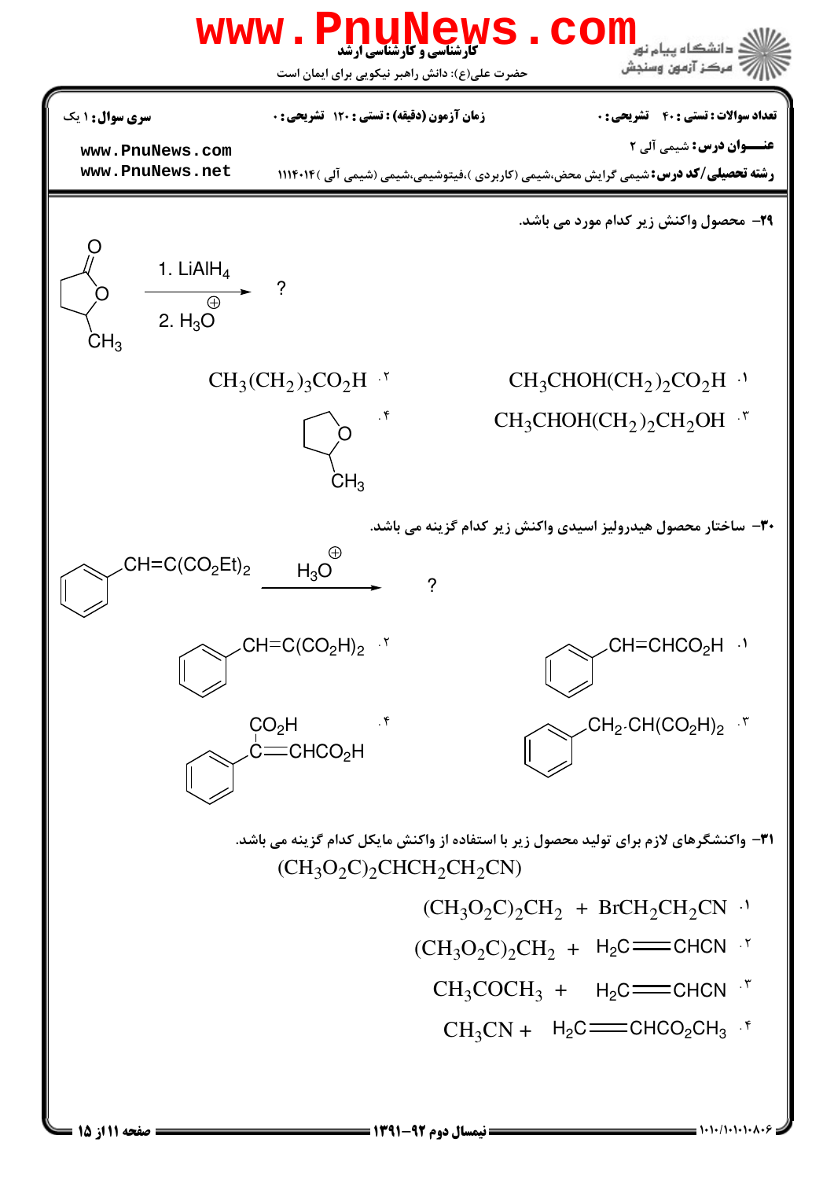۲۹– محصول واکنش زیر کدام مورد می باشد.

(γ-valerolactone, 5-methyl-tetrahydrofuran-2-one) $\xrightarrow[\text{2. } H_3O^{\oplus}]{\text{1. } LiAlH_4}$ ?

۱. $CH_3CHOH(CH_2)_2CO_2H$

۲. $CH_3(CH_2)_3CO_2H$

۳. $CH_3CHOH(CH_2)_2CH_2OH$

۴. (2-methyltetrahydrofuran)

۳۰– ساختار محصول هیدرولیز اسیدی واکنش زیر کدام گزینه می باشد.

$C_6H_5CH{=}C(CO_2Et)_2 \xrightarrow{H_3O^{\oplus}}$ ?

۱. $C_6H_5CH{=}CHCO_2H$

۲. $C_6H_5CH{=}C(CO_2H)_2$

۳. $C_6H_5CH_2{\cdot}CH(CO_2H)_2$

۴. $C_6H_5C(CO_2H){=}CHCO_2H$

۳۱– واکنشگرهای لازم برای تولید محصول زیر با استفاده از واکنش مایکل کدام گزینه می باشد.

$(CH_3O_2C)_2CHCH_2CH_2CN)$

۱. $(CH_3O_2C)_2CH_2 + BrCH_2CH_2CN$

۲. $(CH_3O_2C)_2CH_2 + H_2C{=}CHCN$

۳. $CH_3COCH_3 + H_2C{=}CHCN$

۴. $CH_3CN + H_2C{=}CHCO_2CH_3$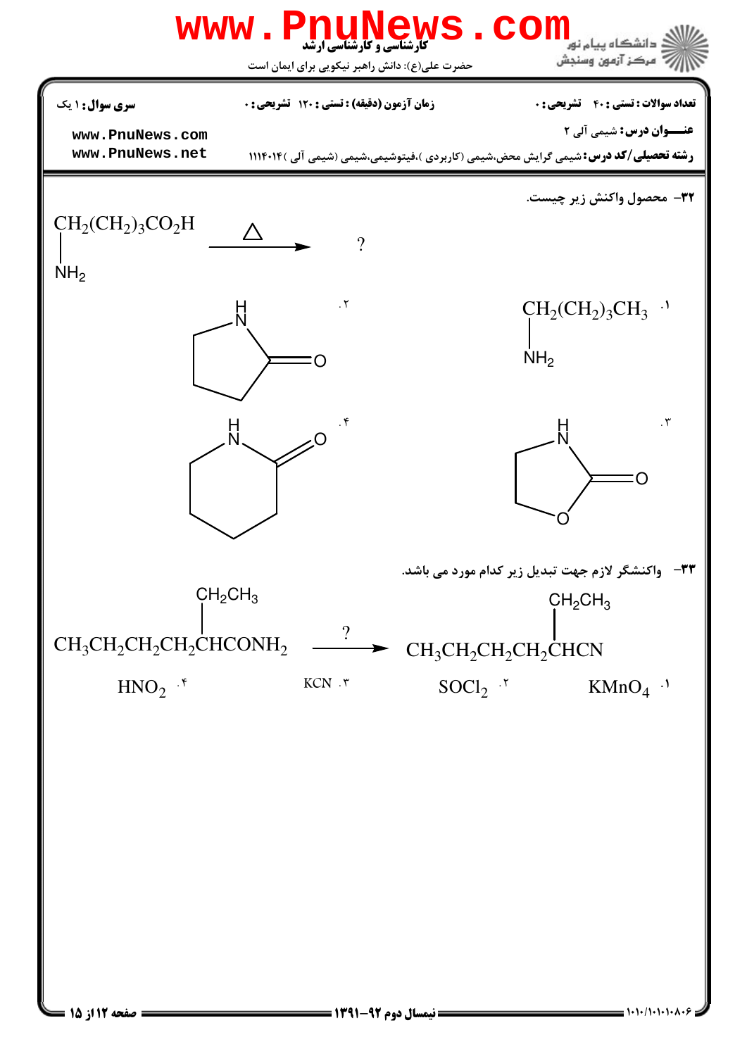۳۲- محصول واکنش زیر چیست.

$$\underset{\displaystyle NH_2}{CH_2}(CH_2)_3CO_2H \xrightarrow{\Delta} ?$$

۱. $\underset{\displaystyle NH_2}{CH_2}(CH_2)_3CH_3$

۲. (ساختار حلقوی پنج‌عضوی: پیرولیدین-۲-اون، حلقه شامل NH و گروه C=O)

۳. (ساختار حلقوی پنج‌عضوی: اکسازولیدین-۲-اون، حلقه شامل NH، O و گروه C=O)

۴. (ساختار حلقوی شش‌عضوی: پیپریدین-۲-اون، حلقه شامل NH و گروه C=O)

۳۳- واکنشگر لازم جهت تبدیل زیر کدام مورد می باشد.

$$CH_3CH_2CH_2CH_2\underset{}{\overset{\displaystyle CH_2CH_3}{CH}}CONH_2 \xrightarrow{?} CH_3CH_2CH_2CH_2\overset{\displaystyle CH_2CH_3}{CH}CN$$

۱. $KMnO_4$

۲. $SOCl_2$

۳. $KCN$

۴. $HNO_2$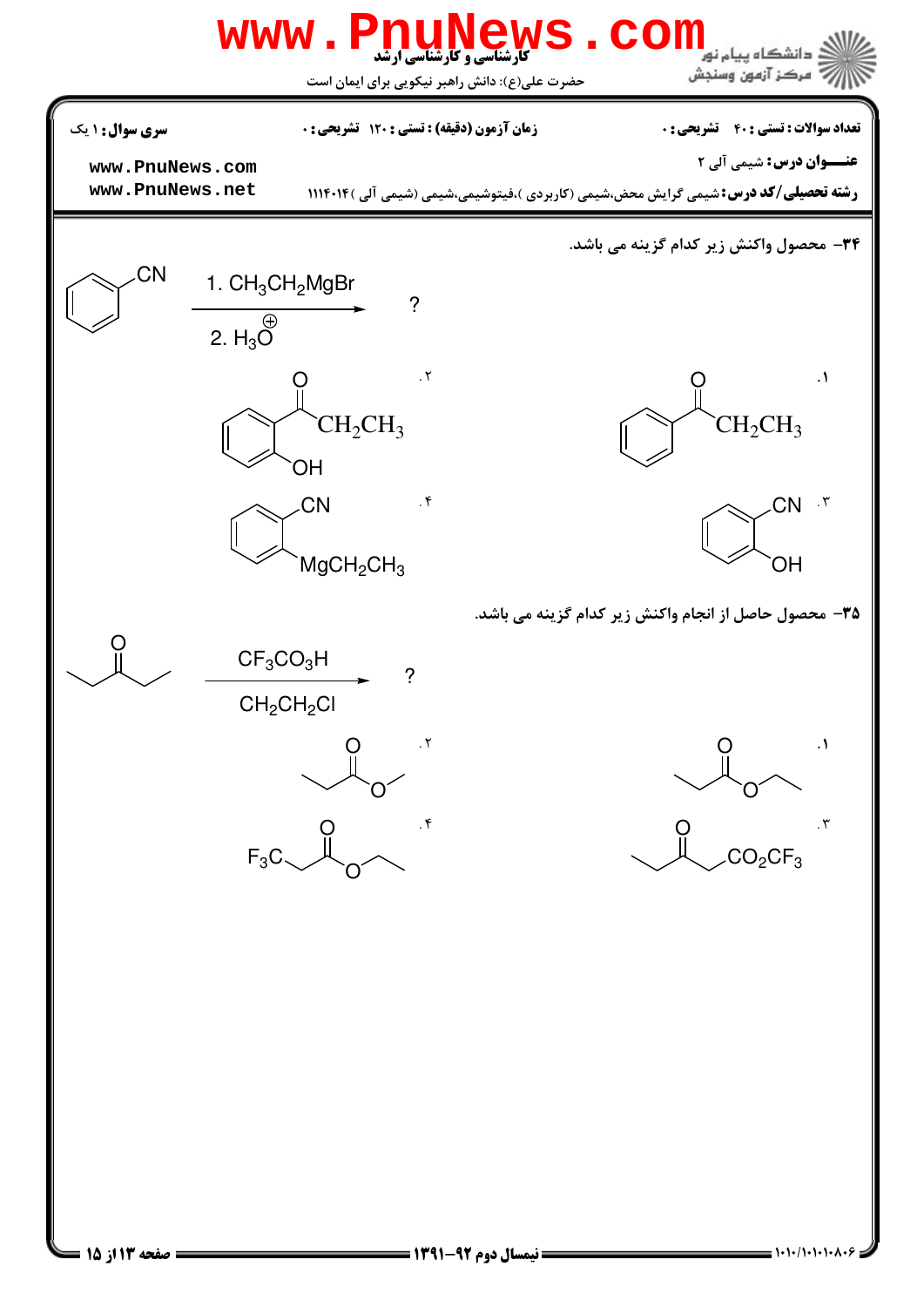۳۴- محصول واکنش زیر کدام گزینه می باشد.

Benzonitrile (PhCN) $\xrightarrow[2.\ H_3O^{\oplus}]{1.\ CH_3CH_2MgBr}$ ?

۱. Ph–C(=O)–$CH_2CH_3$

۲. 2-HO–$C_6H_4$–C(=O)–$CH_2CH_3$

۳. 2-HO–$C_6H_4$–CN

۴. 2-($MgCH_2CH_3$)–$C_6H_4$–CN

۳۵- محصول حاصل از انجام واکنش زیر کدام گزینه می باشد.

$CH_3CH_2C(=O)CH_2CH_3$ $\xrightarrow[CH_2CH_2Cl]{CF_3CO_3H}$ ?

۱. $CH_3CH_2C(=O)OCH_2CH_3$

۲. $CH_3CH_2C(=O)OCH_3$

۳. $CH_3CH_2C(=O)CH_2CO_2CF_3$

۴. $F_3C–CH_2C(=O)OCH_2CH_3$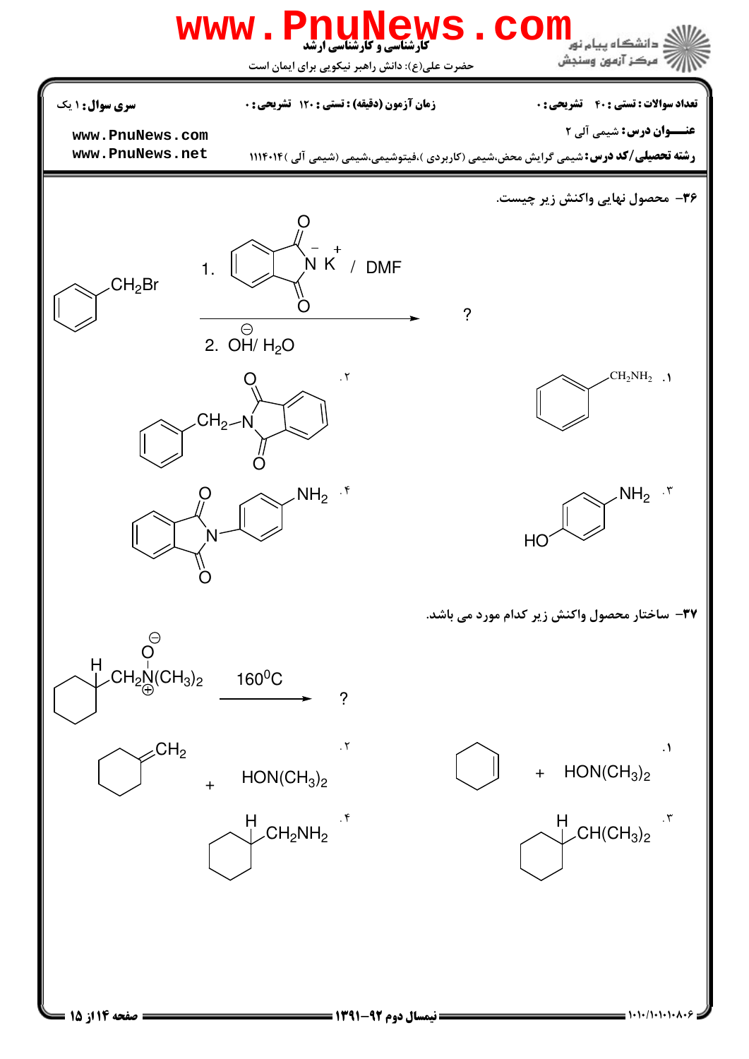**سری سوال:** ۱ یک

**زمان آزمون (دقیقه) : تستی :** ۱۲۰ **تشریحی :** ۰

**تعداد سوالات : تستی :** ۴۰ **تشریحی :** ۰

**عنـــوان درس:** شیمی آلی ۲

**رشته تحصیلی/کد درس:** شیمی گرایش محض،شیمی (کاربردی )،فیتوشیمی،شیمی (شیمی آلی )۱۱۱۴۰۱۴

www.PnuNews.com
www.PnuNews.net

---

**۳۶-** محصول نهایی واکنش زیر چیست.

$C_6H_5CH_2Br$ $\xrightarrow[\text{2. } \overset{\ominus}{O}H / H_2O]{\text{1. potassium phthalimide (N}^- K^+\text{) / DMF}}$ ?

۱. $C_6H_5CH_2NH_2$

۲. $C_6H_5CH_2-N$ (N-benzylphthalimide)

۳. $HO-C_6H_4-NH_2$ (para)

۴. N-(4-aminophenyl)phthalimide ($NH_2$ در موقعیت para)

**۳۷-** ساختار محصول واکنش زیر کدام مورد می باشد.

cyclohexyl(H)$-CH_2\overset{\oplus}{N}(\overset{\ominus}{O})(CH_3)_2$ $\xrightarrow{160^0C}$ ?

۱. cyclohexene + $HON(CH_3)_2$

۲. methylenecyclohexane ($=CH_2$) + $HON(CH_3)_2$

۳. cyclohexyl(H)$-CH(CH_3)_2$

۴. cyclohexyl(H)$-CH_2NH_2$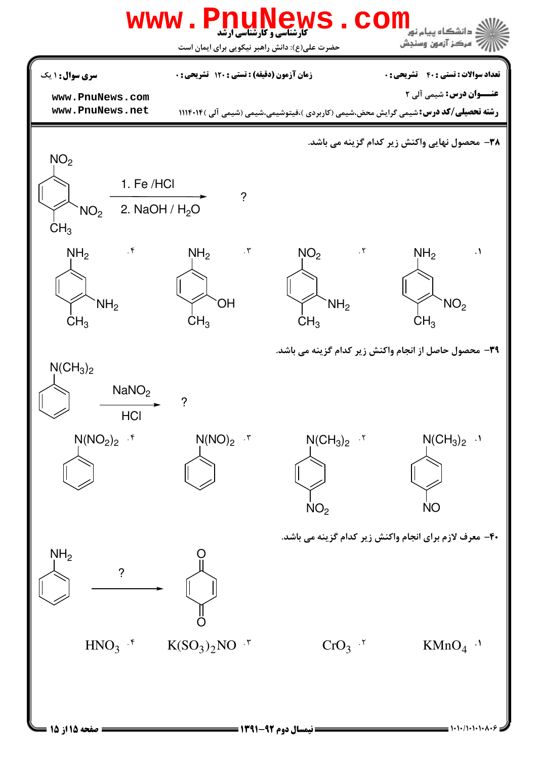۳۸– محصول نهایی واکنش زیر کدام گزینه می باشد.

(2,4-dinitrotoluene: $CH_3$, $NO_2$, $NO_2$) 1. Fe /HCl 2. NaOH / $H_2O$ → ?

۱. ($NH_2$, $NO_2$, $CH_3$)

۲. ($NO_2$, $NH_2$, $CH_3$)

۳. ($NH_2$, $OH$, $CH_3$)

۴. ($NH_2$, $NH_2$, $CH_3$)

۳۹– محصول حاصل از انجام واکنش زیر کدام گزینه می باشد.

$N(CH_3)_2$ (benzene) $\xrightarrow[HCl]{NaNO_2}$ ?

۱. $N(CH_3)_2$ / $NO$ (para)

۲. $N(CH_3)_2$ / $NO_2$ (para)

۳. $N(NO)_2$

۴. $N(NO_2)_2$

۴۰– معرف لازم برای انجام واکنش زیر کدام گزینه می باشد.

$NH_2$ (benzene) $\xrightarrow{?}$ (p-benzoquinone)

۱. $KMnO_4$

۲. $CrO_3$

۳. $K(SO_3)_2NO$

۴. $HNO_3$